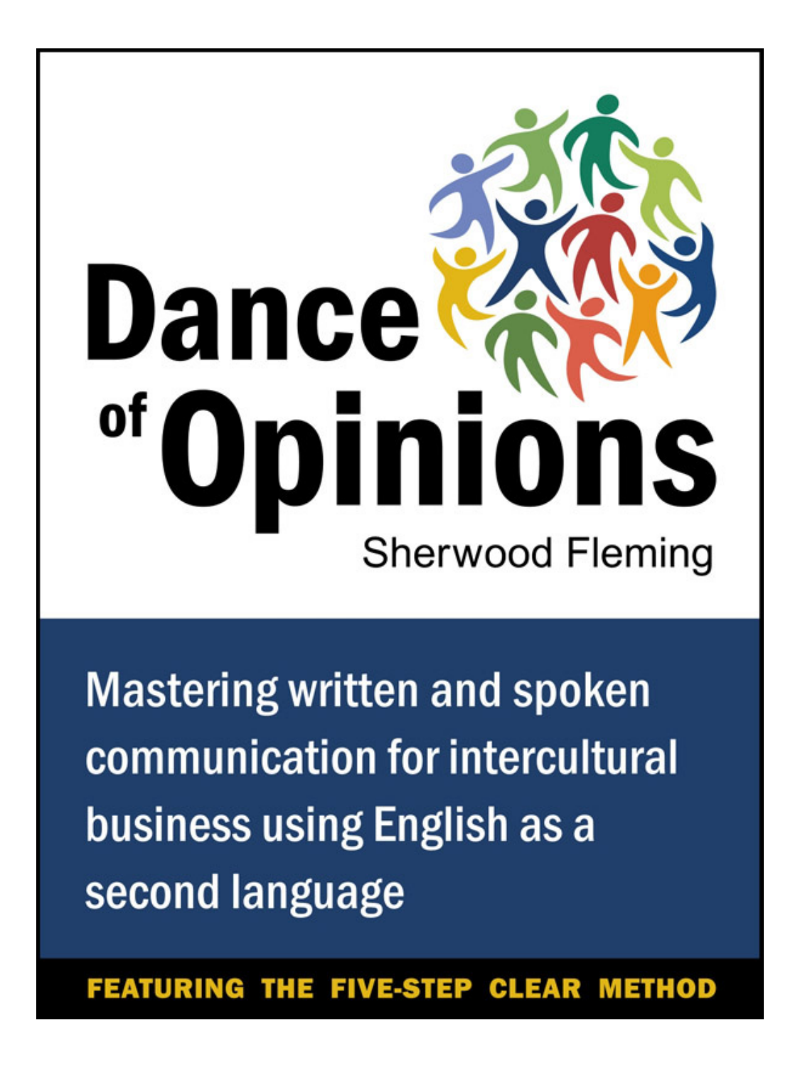# Dance of Opinions

Sherwood Fleming

**Mastering written and spoken communication for intercultural business using English as a second language**

**FEATURING THE FIVE-STEP CLEAR METHOD**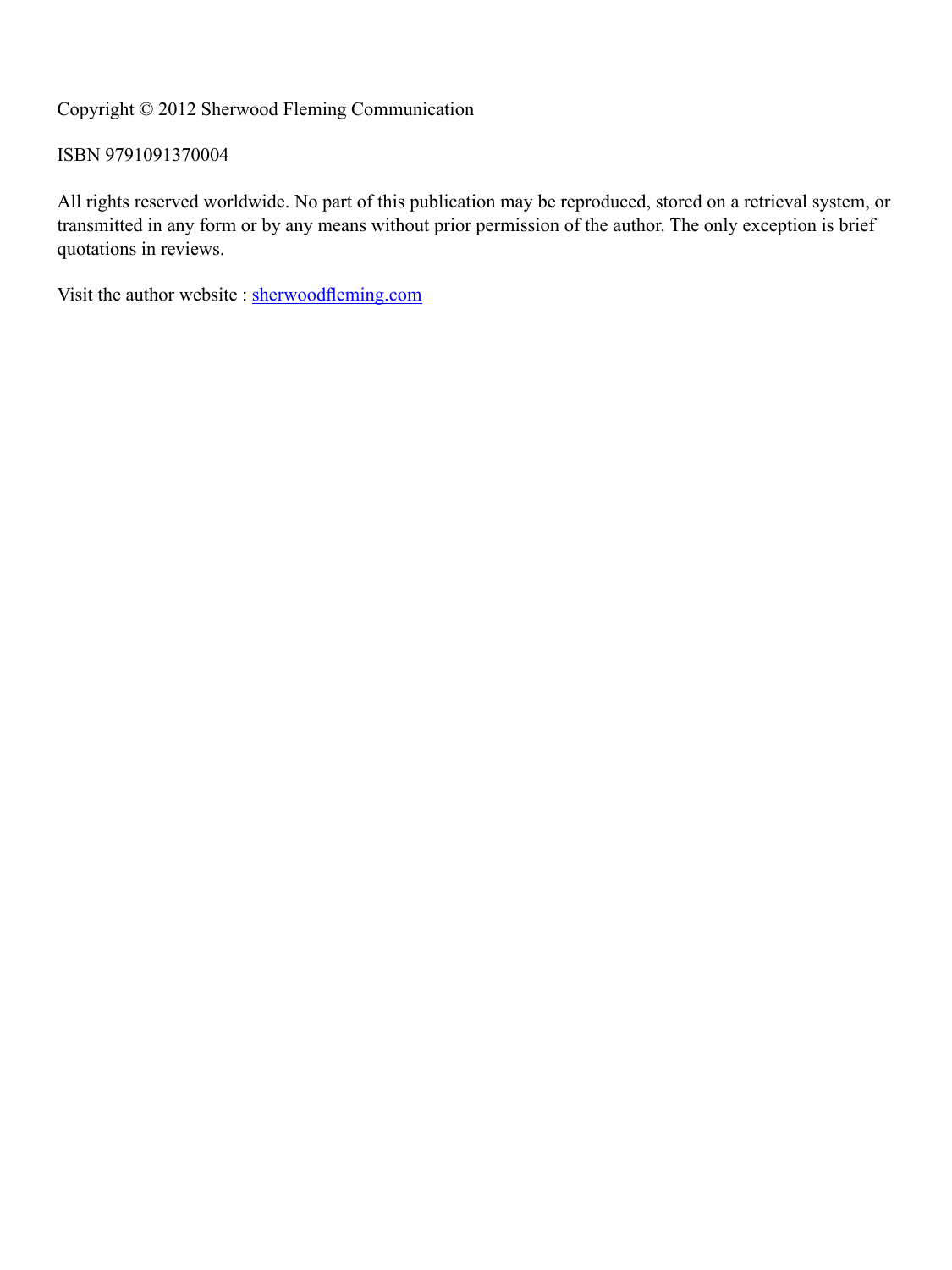Copyright © 2012 Sherwood Fleming Communication

ISBN 9791091370004

All rights reserved worldwide. No part of this publication may be reproduced, stored on a retrieval system, or transmitted in any form or by any means without prior permission of the author. The only exception is brief quotations in reviews.

Visit the author website : [sherwoodfleming.com](http://sherwoodfleming.com)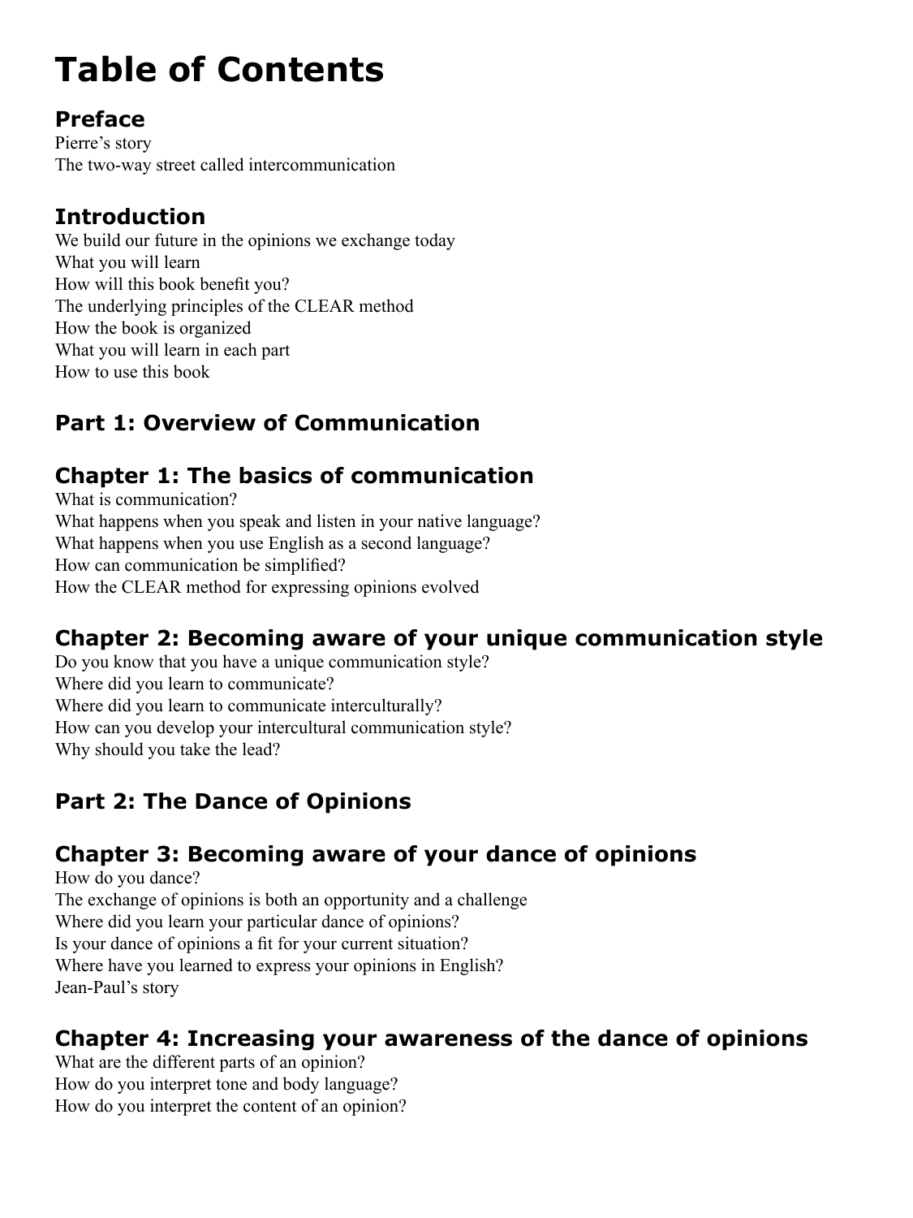# Table of Contents

## Preface

Pierre's story
The two-way street called intercommunication

## Introduction

We build our future in the opinions we exchange today
What you will learn
How will this book benefit you?
The underlying principles of the CLEAR method
How the book is organized
What you will learn in each part
How to use this book

## Part 1: Overview of Communication

## Chapter 1: The basics of communication

What is communication?
What happens when you speak and listen in your native language?
What happens when you use English as a second language?
How can communication be simplified?
How the CLEAR method for expressing opinions evolved

## Chapter 2: Becoming aware of your unique communication style

Do you know that you have a unique communication style?
Where did you learn to communicate?
Where did you learn to communicate interculturally?
How can you develop your intercultural communication style?
Why should you take the lead?

## Part 2: The Dance of Opinions

## Chapter 3: Becoming aware of your dance of opinions

How do you dance?
The exchange of opinions is both an opportunity and a challenge
Where did you learn your particular dance of opinions?
Is your dance of opinions a fit for your current situation?
Where have you learned to express your opinions in English?
Jean-Paul's story

## Chapter 4: Increasing your awareness of the dance of opinions

What are the different parts of an opinion?
How do you interpret tone and body language?
How do you interpret the content of an opinion?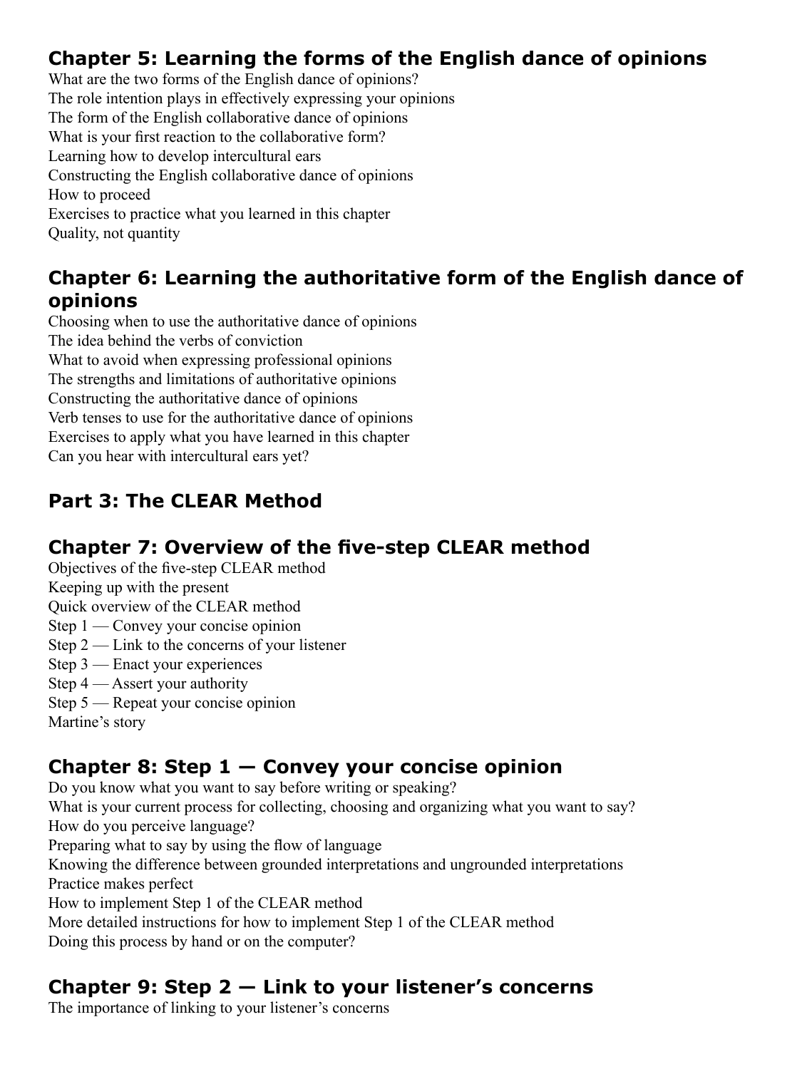## Chapter 5: Learning the forms of the English dance of opinions

What are the two forms of the English dance of opinions?
The role intention plays in effectively expressing your opinions
The form of the English collaborative dance of opinions
What is your first reaction to the collaborative form?
Learning how to develop intercultural ears
Constructing the English collaborative dance of opinions
How to proceed
Exercises to practice what you learned in this chapter
Quality, not quantity

## Chapter 6: Learning the authoritative form of the English dance of opinions

Choosing when to use the authoritative dance of opinions
The idea behind the verbs of conviction
What to avoid when expressing professional opinions
The strengths and limitations of authoritative opinions
Constructing the authoritative dance of opinions
Verb tenses to use for the authoritative dance of opinions
Exercises to apply what you have learned in this chapter
Can you hear with intercultural ears yet?

## Part 3: The CLEAR Method

## Chapter 7: Overview of the five-step CLEAR method

Objectives of the five-step CLEAR method
Keeping up with the present
Quick overview of the CLEAR method
Step 1 — Convey your concise opinion
Step 2 — Link to the concerns of your listener
Step 3 — Enact your experiences
Step 4 — Assert your authority
Step 5 — Repeat your concise opinion
Martine's story

## Chapter 8: Step 1 — Convey your concise opinion

Do you know what you want to say before writing or speaking?
What is your current process for collecting, choosing and organizing what you want to say?
How do you perceive language?
Preparing what to say by using the flow of language
Knowing the difference between grounded interpretations and ungrounded interpretations
Practice makes perfect
How to implement Step 1 of the CLEAR method
More detailed instructions for how to implement Step 1 of the CLEAR method
Doing this process by hand or on the computer?

## Chapter 9: Step 2 — Link to your listener's concerns

The importance of linking to your listener's concerns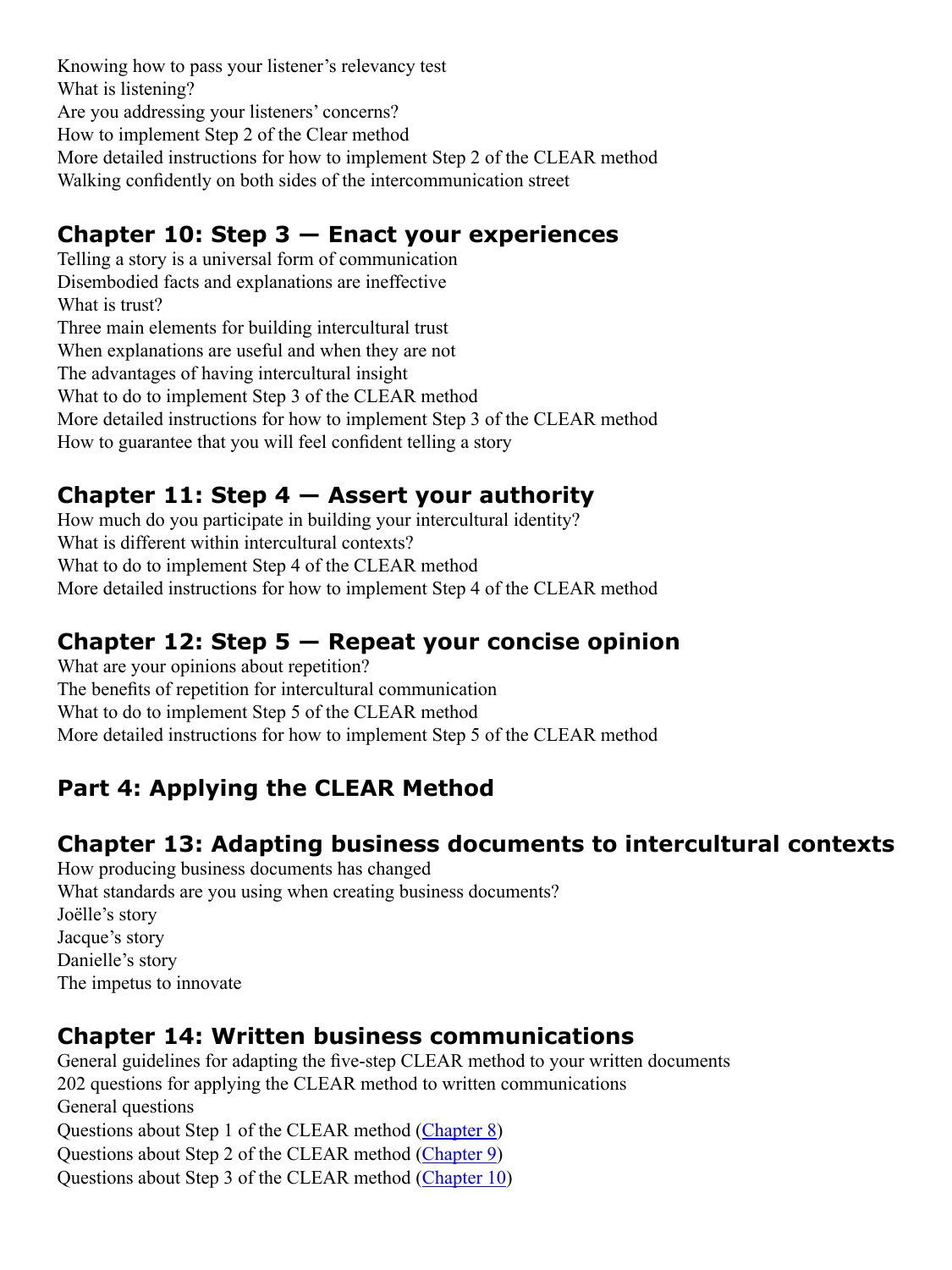Knowing how to pass your listener's relevancy test
What is listening?
Are you addressing your listeners' concerns?
How to implement Step 2 of the Clear method
More detailed instructions for how to implement Step 2 of the CLEAR method
Walking confidently on both sides of the intercommunication street

## Chapter 10: Step 3 — Enact your experiences

Telling a story is a universal form of communication
Disembodied facts and explanations are ineffective
What is trust?
Three main elements for building intercultural trust
When explanations are useful and when they are not
The advantages of having intercultural insight
What to do to implement Step 3 of the CLEAR method
More detailed instructions for how to implement Step 3 of the CLEAR method
How to guarantee that you will feel confident telling a story

## Chapter 11: Step 4 — Assert your authority

How much do you participate in building your intercultural identity?
What is different within intercultural contexts?
What to do to implement Step 4 of the CLEAR method
More detailed instructions for how to implement Step 4 of the CLEAR method

## Chapter 12: Step 5 — Repeat your concise opinion

What are your opinions about repetition?
The benefits of repetition for intercultural communication
What to do to implement Step 5 of the CLEAR method
More detailed instructions for how to implement Step 5 of the CLEAR method

# Part 4: Applying the CLEAR Method

## Chapter 13: Adapting business documents to intercultural contexts

How producing business documents has changed
What standards are you using when creating business documents?
Joëlle's story
Jacque's story
Danielle's story
The impetus to innovate

## Chapter 14: Written business communications

General guidelines for adapting the five-step CLEAR method to your written documents
202 questions for applying the CLEAR method to written communications
General questions
Questions about Step 1 of the CLEAR method (Chapter 8)
Questions about Step 2 of the CLEAR method (Chapter 9)
Questions about Step 3 of the CLEAR method (Chapter 10)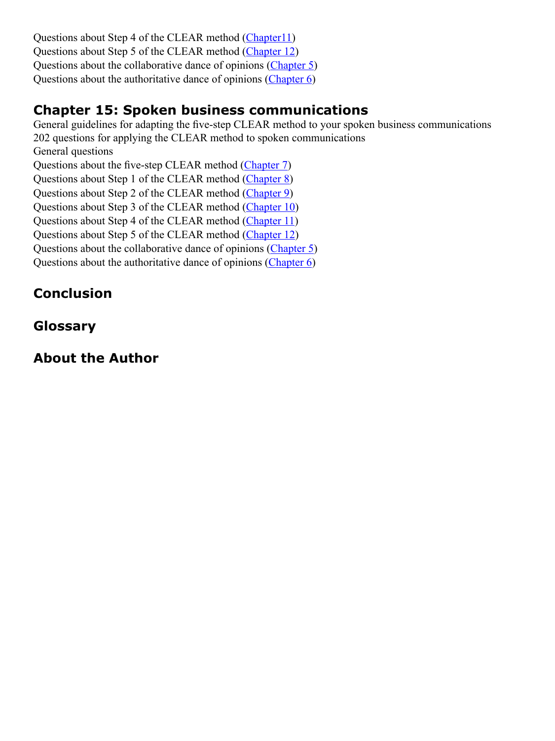Questions about Step 4 of the CLEAR method (Chapter11)
Questions about Step 5 of the CLEAR method (Chapter 12)
Questions about the collaborative dance of opinions (Chapter 5)
Questions about the authoritative dance of opinions (Chapter 6)

## Chapter 15: Spoken business communications

General guidelines for adapting the five-step CLEAR method to your spoken business communications
202 questions for applying the CLEAR method to spoken communications
General questions
Questions about the five-step CLEAR method (Chapter 7)
Questions about Step 1 of the CLEAR method (Chapter 8)
Questions about Step 2 of the CLEAR method (Chapter 9)
Questions about Step 3 of the CLEAR method (Chapter 10)
Questions about Step 4 of the CLEAR method (Chapter 11)
Questions about Step 5 of the CLEAR method (Chapter 12)
Questions about the collaborative dance of opinions (Chapter 5)
Questions about the authoritative dance of opinions (Chapter 6)

## Conclusion

## Glossary

## About the Author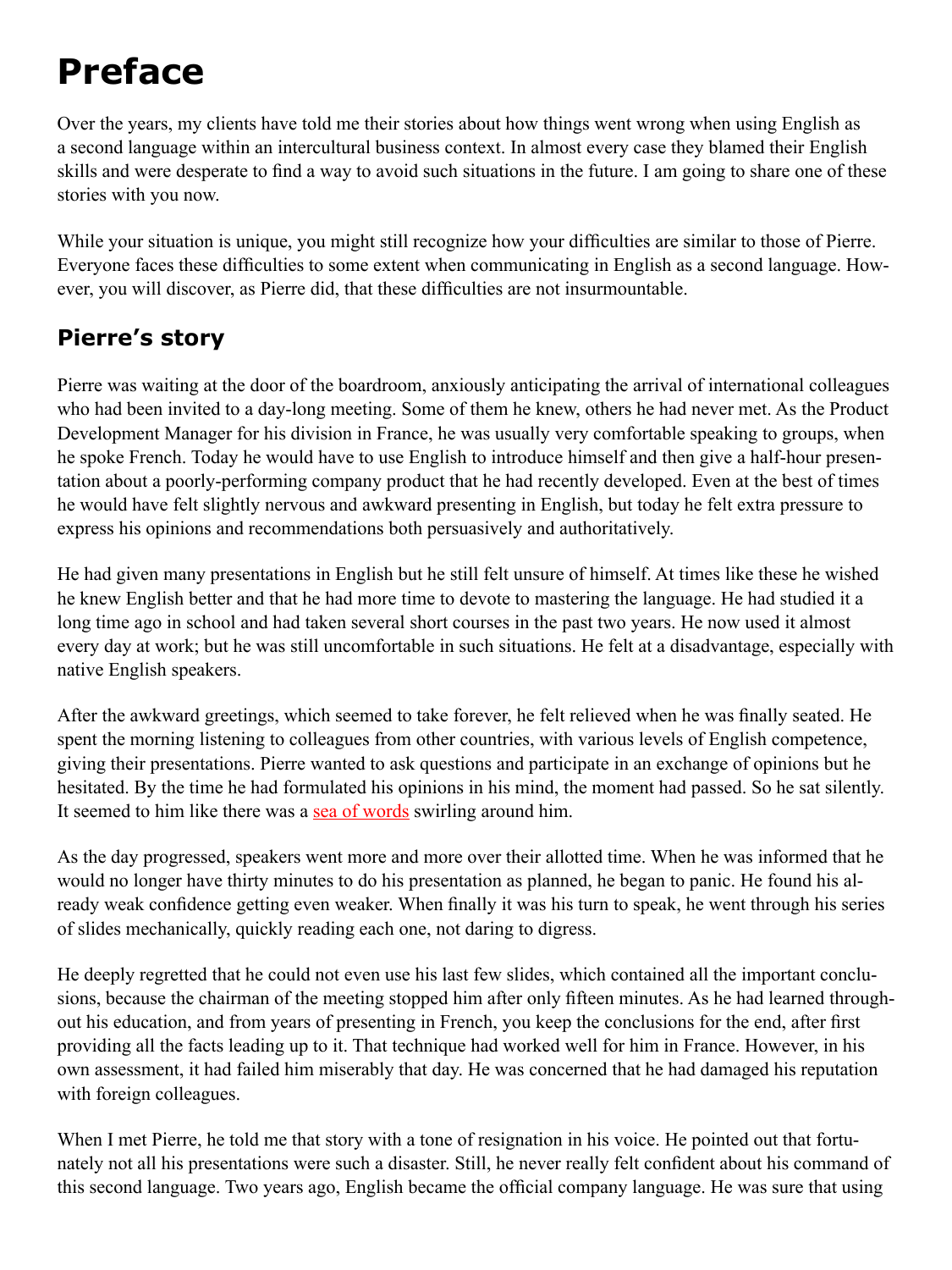# Preface

Over the years, my clients have told me their stories about how things went wrong when using English as a second language within an intercultural business context. In almost every case they blamed their English skills and were desperate to find a way to avoid such situations in the future. I am going to share one of these stories with you now.

While your situation is unique, you might still recognize how your difficulties are similar to those of Pierre. Everyone faces these difficulties to some extent when communicating in English as a second language. However, you will discover, as Pierre did, that these difficulties are not insurmountable.

## Pierre's story

Pierre was waiting at the door of the boardroom, anxiously anticipating the arrival of international colleagues who had been invited to a day-long meeting. Some of them he knew, others he had never met. As the Product Development Manager for his division in France, he was usually very comfortable speaking to groups, when he spoke French. Today he would have to use English to introduce himself and then give a half-hour presentation about a poorly-performing company product that he had recently developed. Even at the best of times he would have felt slightly nervous and awkward presenting in English, but today he felt extra pressure to express his opinions and recommendations both persuasively and authoritatively.

He had given many presentations in English but he still felt unsure of himself. At times like these he wished he knew English better and that he had more time to devote to mastering the language. He had studied it a long time ago in school and had taken several short courses in the past two years. He now used it almost every day at work; but he was still uncomfortable in such situations. He felt at a disadvantage, especially with native English speakers.

After the awkward greetings, which seemed to take forever, he felt relieved when he was finally seated. He spent the morning listening to colleagues from other countries, with various levels of English competence, giving their presentations. Pierre wanted to ask questions and participate in an exchange of opinions but he hesitated. By the time he had formulated his opinions in his mind, the moment had passed. So he sat silently. It seemed to him like there was a sea of words swirling around him.

As the day progressed, speakers went more and more over their allotted time. When he was informed that he would no longer have thirty minutes to do his presentation as planned, he began to panic. He found his already weak confidence getting even weaker. When finally it was his turn to speak, he went through his series of slides mechanically, quickly reading each one, not daring to digress.

He deeply regretted that he could not even use his last few slides, which contained all the important conclusions, because the chairman of the meeting stopped him after only fifteen minutes. As he had learned throughout his education, and from years of presenting in French, you keep the conclusions for the end, after first providing all the facts leading up to it. That technique had worked well for him in France. However, in his own assessment, it had failed him miserably that day. He was concerned that he had damaged his reputation with foreign colleagues.

When I met Pierre, he told me that story with a tone of resignation in his voice. He pointed out that fortunately not all his presentations were such a disaster. Still, he never really felt confident about his command of this second language. Two years ago, English became the official company language. He was sure that using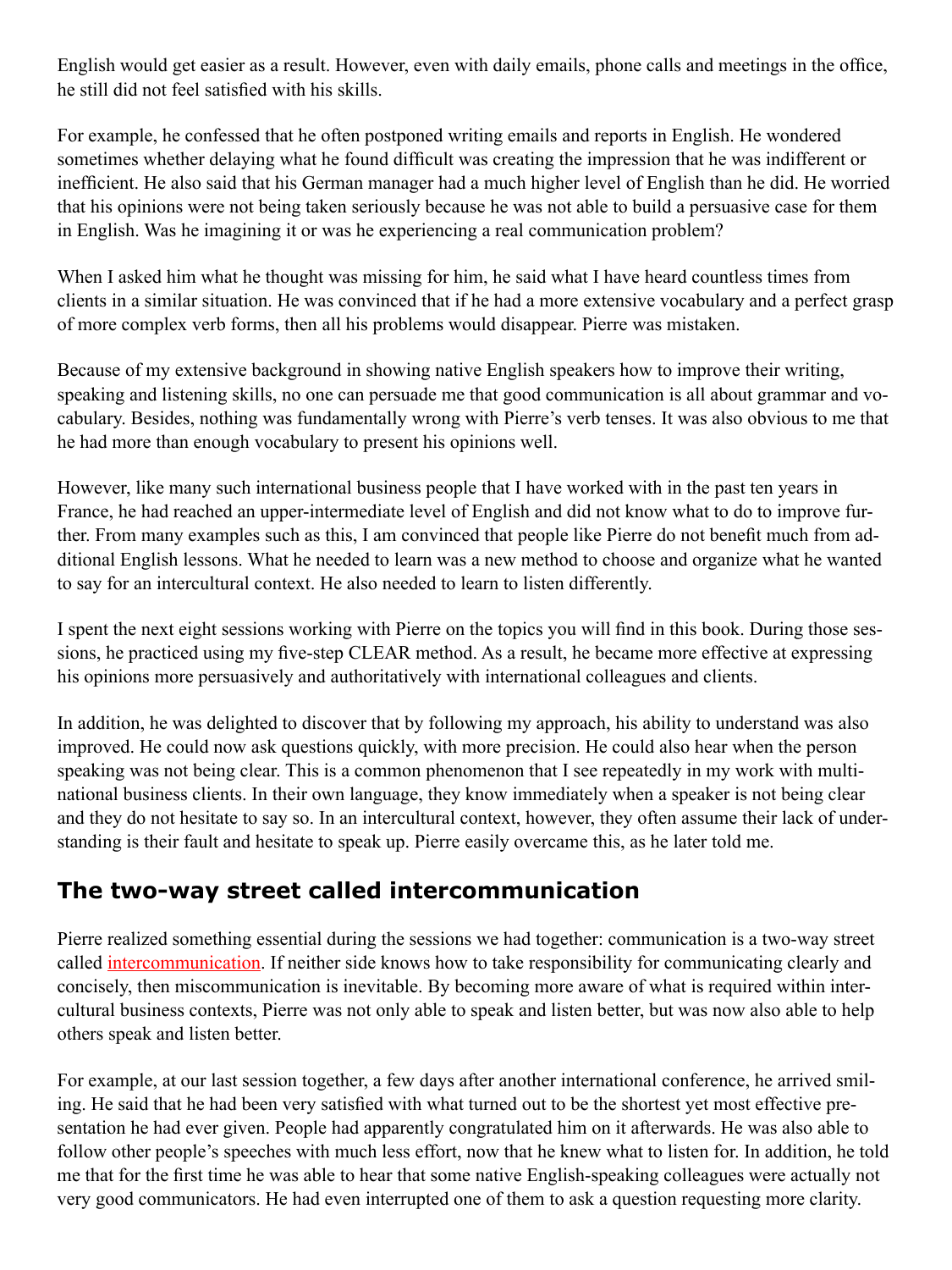English would get easier as a result. However, even with daily emails, phone calls and meetings in the office, he still did not feel satisfied with his skills.

For example, he confessed that he often postponed writing emails and reports in English. He wondered sometimes whether delaying what he found difficult was creating the impression that he was indifferent or inefficient. He also said that his German manager had a much higher level of English than he did. He worried that his opinions were not being taken seriously because he was not able to build a persuasive case for them in English. Was he imagining it or was he experiencing a real communication problem?

When I asked him what he thought was missing for him, he said what I have heard countless times from clients in a similar situation. He was convinced that if he had a more extensive vocabulary and a perfect grasp of more complex verb forms, then all his problems would disappear. Pierre was mistaken.

Because of my extensive background in showing native English speakers how to improve their writing, speaking and listening skills, no one can persuade me that good communication is all about grammar and vocabulary. Besides, nothing was fundamentally wrong with Pierre's verb tenses. It was also obvious to me that he had more than enough vocabulary to present his opinions well.

However, like many such international business people that I have worked with in the past ten years in France, he had reached an upper-intermediate level of English and did not know what to do to improve further. From many examples such as this, I am convinced that people like Pierre do not benefit much from additional English lessons. What he needed to learn was a new method to choose and organize what he wanted to say for an intercultural context. He also needed to learn to listen differently.

I spent the next eight sessions working with Pierre on the topics you will find in this book. During those sessions, he practiced using my five-step CLEAR method. As a result, he became more effective at expressing his opinions more persuasively and authoritatively with international colleagues and clients.

In addition, he was delighted to discover that by following my approach, his ability to understand was also improved. He could now ask questions quickly, with more precision. He could also hear when the person speaking was not being clear. This is a common phenomenon that I see repeatedly in my work with multinational business clients. In their own language, they know immediately when a speaker is not being clear and they do not hesitate to say so. In an intercultural context, however, they often assume their lack of understanding is their fault and hesitate to speak up. Pierre easily overcame this, as he later told me.

## The two-way street called intercommunication

Pierre realized something essential during the sessions we had together: communication is a two-way street called intercommunication. If neither side knows how to take responsibility for communicating clearly and concisely, then miscommunication is inevitable. By becoming more aware of what is required within intercultural business contexts, Pierre was not only able to speak and listen better, but was now also able to help others speak and listen better.

For example, at our last session together, a few days after another international conference, he arrived smiling. He said that he had been very satisfied with what turned out to be the shortest yet most effective presentation he had ever given. People had apparently congratulated him on it afterwards. He was also able to follow other people's speeches with much less effort, now that he knew what to listen for. In addition, he told me that for the first time he was able to hear that some native English-speaking colleagues were actually not very good communicators. He had even interrupted one of them to ask a question requesting more clarity.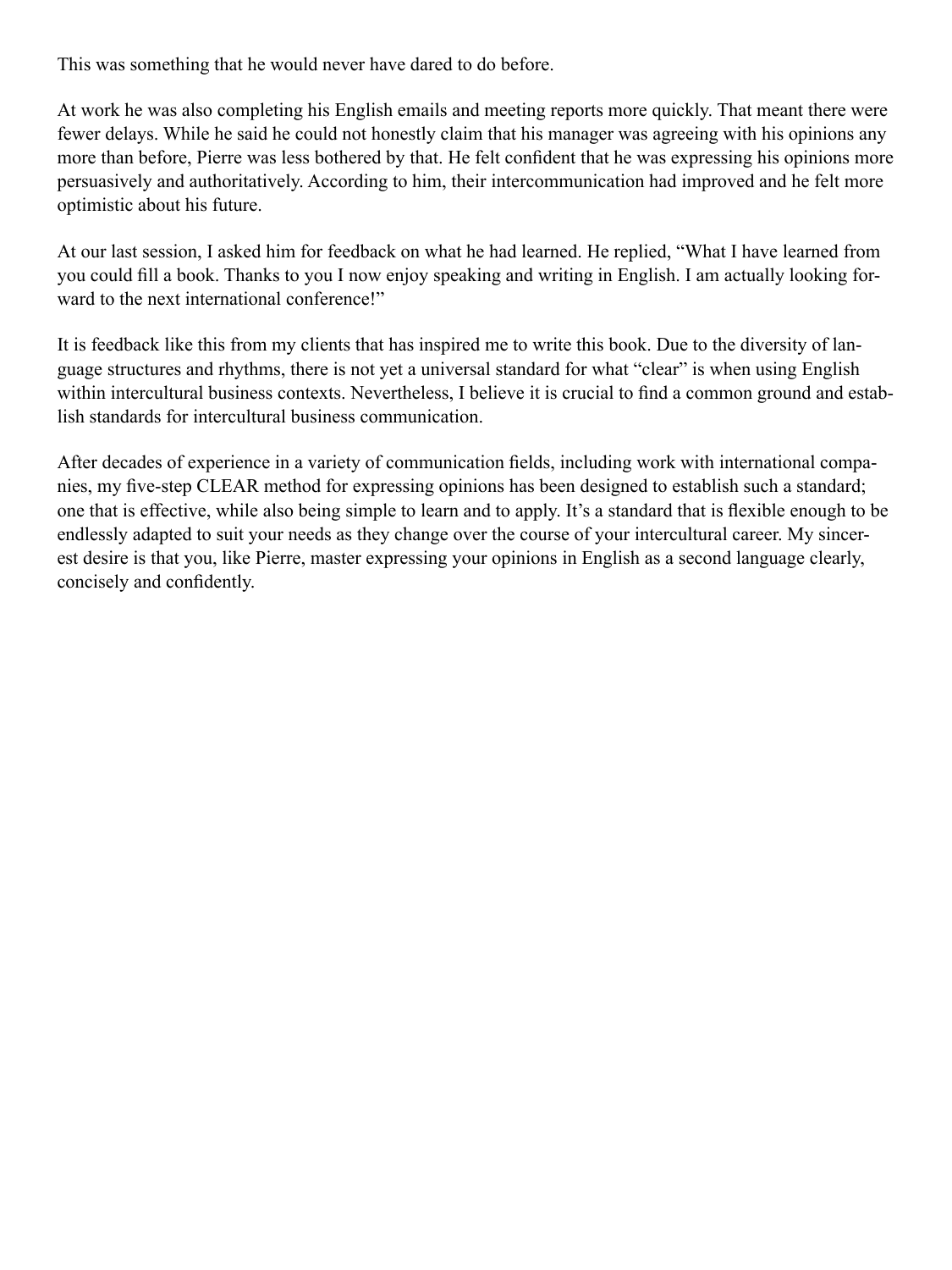This was something that he would never have dared to do before.

At work he was also completing his English emails and meeting reports more quickly. That meant there were fewer delays. While he said he could not honestly claim that his manager was agreeing with his opinions any more than before, Pierre was less bothered by that. He felt confident that he was expressing his opinions more persuasively and authoritatively. According to him, their intercommunication had improved and he felt more optimistic about his future.

At our last session, I asked him for feedback on what he had learned. He replied, "What I have learned from you could fill a book. Thanks to you I now enjoy speaking and writing in English. I am actually looking forward to the next international conference!"

It is feedback like this from my clients that has inspired me to write this book. Due to the diversity of language structures and rhythms, there is not yet a universal standard for what "clear" is when using English within intercultural business contexts. Nevertheless, I believe it is crucial to find a common ground and establish standards for intercultural business communication.

After decades of experience in a variety of communication fields, including work with international companies, my five-step CLEAR method for expressing opinions has been designed to establish such a standard; one that is effective, while also being simple to learn and to apply. It's a standard that is flexible enough to be endlessly adapted to suit your needs as they change over the course of your intercultural career. My sincerest desire is that you, like Pierre, master expressing your opinions in English as a second language clearly, concisely and confidently.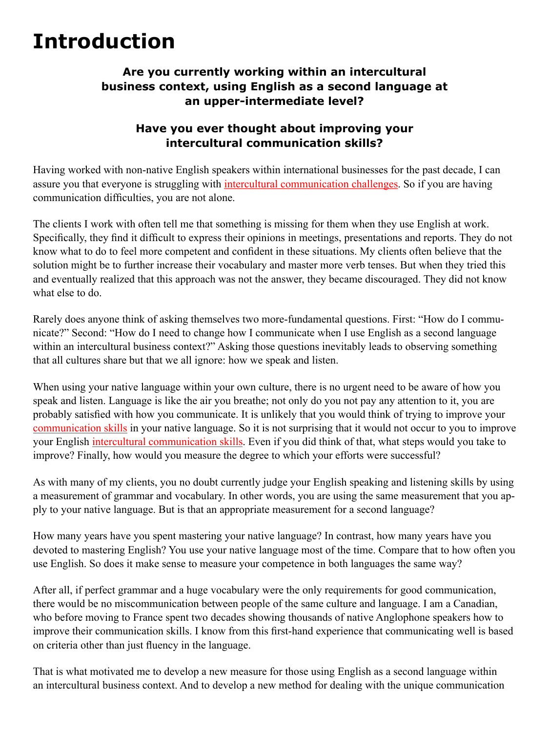# Introduction

### Are you currently working within an intercultural business context, using English as a second language at an upper-intermediate level?

### Have you ever thought about improving your intercultural communication skills?

Having worked with non-native English speakers within international businesses for the past decade, I can assure you that everyone is struggling with intercultural communication challenges. So if you are having communication difficulties, you are not alone.

The clients I work with often tell me that something is missing for them when they use English at work. Specifically, they find it difficult to express their opinions in meetings, presentations and reports. They do not know what to do to feel more competent and confident in these situations. My clients often believe that the solution might be to further increase their vocabulary and master more verb tenses. But when they tried this and eventually realized that this approach was not the answer, they became discouraged. They did not know what else to do.

Rarely does anyone think of asking themselves two more-fundamental questions. First: “How do I communicate?” Second: “How do I need to change how I communicate when I use English as a second language within an intercultural business context?” Asking those questions inevitably leads to observing something that all cultures share but that we all ignore: how we speak and listen.

When using your native language within your own culture, there is no urgent need to be aware of how you speak and listen. Language is like the air you breathe; not only do you not pay any attention to it, you are probably satisfied with how you communicate. It is unlikely that you would think of trying to improve your communication skills in your native language. So it is not surprising that it would not occur to you to improve your English intercultural communication skills. Even if you did think of that, what steps would you take to improve? Finally, how would you measure the degree to which your efforts were successful?

As with many of my clients, you no doubt currently judge your English speaking and listening skills by using a measurement of grammar and vocabulary. In other words, you are using the same measurement that you apply to your native language. But is that an appropriate measurement for a second language?

How many years have you spent mastering your native language? In contrast, how many years have you devoted to mastering English? You use your native language most of the time. Compare that to how often you use English. So does it make sense to measure your competence in both languages the same way?

After all, if perfect grammar and a huge vocabulary were the only requirements for good communication, there would be no miscommunication between people of the same culture and language. I am a Canadian, who before moving to France spent two decades showing thousands of native Anglophone speakers how to improve their communication skills. I know from this first-hand experience that communicating well is based on criteria other than just fluency in the language.

That is what motivated me to develop a new measure for those using English as a second language within an intercultural business context. And to develop a new method for dealing with the unique communication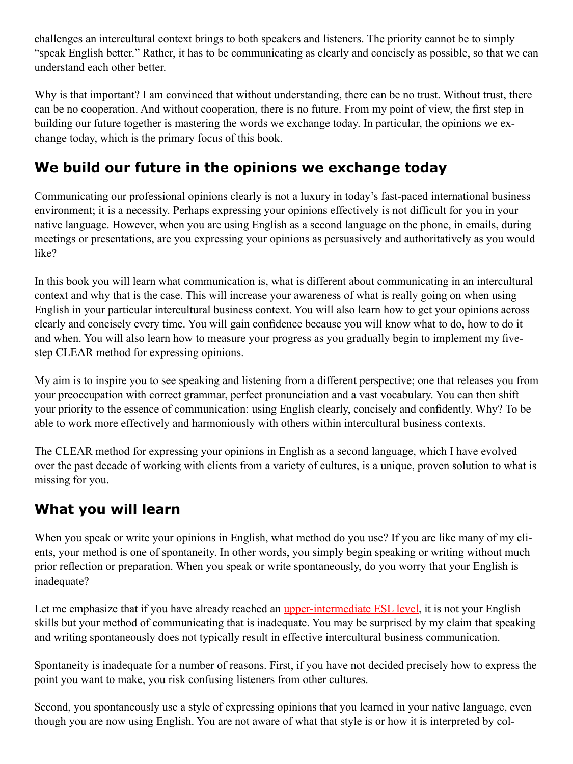challenges an intercultural context brings to both speakers and listeners. The priority cannot be to simply "speak English better." Rather, it has to be communicating as clearly and concisely as possible, so that we can understand each other better.

Why is that important? I am convinced that without understanding, there can be no trust. Without trust, there can be no cooperation. And without cooperation, there is no future. From my point of view, the first step in building our future together is mastering the words we exchange today. In particular, the opinions we exchange today, which is the primary focus of this book.

## We build our future in the opinions we exchange today

Communicating our professional opinions clearly is not a luxury in today's fast-paced international business environment; it is a necessity. Perhaps expressing your opinions effectively is not difficult for you in your native language. However, when you are using English as a second language on the phone, in emails, during meetings or presentations, are you expressing your opinions as persuasively and authoritatively as you would like?

In this book you will learn what communication is, what is different about communicating in an intercultural context and why that is the case. This will increase your awareness of what is really going on when using English in your particular intercultural business context. You will also learn how to get your opinions across clearly and concisely every time. You will gain confidence because you will know what to do, how to do it and when. You will also learn how to measure your progress as you gradually begin to implement my five-step CLEAR method for expressing opinions.

My aim is to inspire you to see speaking and listening from a different perspective; one that releases you from your preoccupation with correct grammar, perfect pronunciation and a vast vocabulary. You can then shift your priority to the essence of communication: using English clearly, concisely and confidently. Why? To be able to work more effectively and harmoniously with others within intercultural business contexts.

The CLEAR method for expressing your opinions in English as a second language, which I have evolved over the past decade of working with clients from a variety of cultures, is a unique, proven solution to what is missing for you.

## What you will learn

When you speak or write your opinions in English, what method do you use? If you are like many of my clients, your method is one of spontaneity. In other words, you simply begin speaking or writing without much prior reflection or preparation. When you speak or write spontaneously, do you worry that your English is inadequate?

Let me emphasize that if you have already reached an upper-intermediate ESL level, it is not your English skills but your method of communicating that is inadequate. You may be surprised by my claim that speaking and writing spontaneously does not typically result in effective intercultural business communication.

Spontaneity is inadequate for a number of reasons. First, if you have not decided precisely how to express the point you want to make, you risk confusing listeners from other cultures.

Second, you spontaneously use a style of expressing opinions that you learned in your native language, even though you are now using English. You are not aware of what that style is or how it is interpreted by col-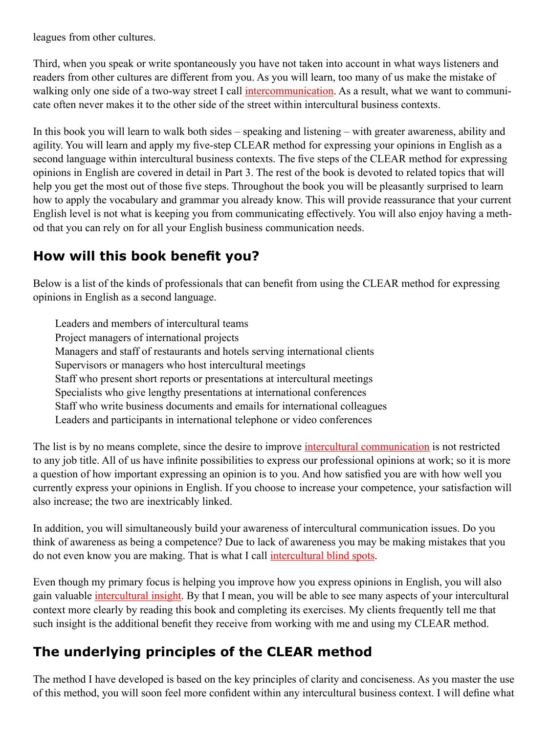leagues from other cultures.

Third, when you speak or write spontaneously you have not taken into account in what ways listeners and readers from other cultures are different from you. As you will learn, too many of us make the mistake of walking only one side of a two-way street I call intercommunication. As a result, what we want to communicate often never makes it to the other side of the street within intercultural business contexts.

In this book you will learn to walk both sides – speaking and listening – with greater awareness, ability and agility. You will learn and apply my five-step CLEAR method for expressing your opinions in English as a second language within intercultural business contexts. The five steps of the CLEAR method for expressing opinions in English are covered in detail in Part 3. The rest of the book is devoted to related topics that will help you get the most out of those five steps. Throughout the book you will be pleasantly surprised to learn how to apply the vocabulary and grammar you already know. This will provide reassurance that your current English level is not what is keeping you from communicating effectively. You will also enjoy having a method that you can rely on for all your English business communication needs.

## How will this book benefit you?

Below is a list of the kinds of professionals that can benefit from using the CLEAR method for expressing opinions in English as a second language.

- Leaders and members of intercultural teams
- Project managers of international projects
- Managers and staff of restaurants and hotels serving international clients
- Supervisors or managers who host intercultural meetings
- Staff who present short reports or presentations at intercultural meetings
- Specialists who give lengthy presentations at international conferences
- Staff who write business documents and emails for international colleagues
- Leaders and participants in international telephone or video conferences

The list is by no means complete, since the desire to improve intercultural communication is not restricted to any job title. All of us have infinite possibilities to express our professional opinions at work; so it is more a question of how important expressing an opinion is to you. And how satisfied you are with how well you currently express your opinions in English. If you choose to increase your competence, your satisfaction will also increase; the two are inextricably linked.

In addition, you will simultaneously build your awareness of intercultural communication issues. Do you think of awareness as being a competence? Due to lack of awareness you may be making mistakes that you do not even know you are making. That is what I call intercultural blind spots.

Even though my primary focus is helping you improve how you express opinions in English, you will also gain valuable intercultural insight. By that I mean, you will be able to see many aspects of your intercultural context more clearly by reading this book and completing its exercises. My clients frequently tell me that such insight is the additional benefit they receive from working with me and using my CLEAR method.

## The underlying principles of the CLEAR method

The method I have developed is based on the key principles of clarity and conciseness. As you master the use of this method, you will soon feel more confident within any intercultural business context. I will define what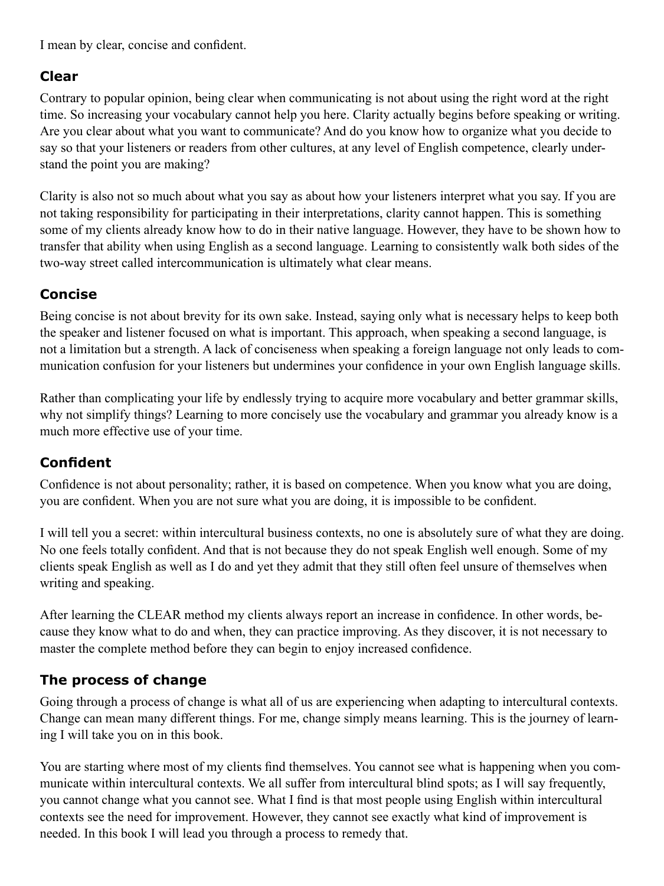I mean by clear, concise and confident.

## Clear

Contrary to popular opinion, being clear when communicating is not about using the right word at the right time. So increasing your vocabulary cannot help you here. Clarity actually begins before speaking or writing. Are you clear about what you want to communicate? And do you know how to organize what you decide to say so that your listeners or readers from other cultures, at any level of English competence, clearly understand the point you are making?

Clarity is also not so much about what you say as about how your listeners interpret what you say. If you are not taking responsibility for participating in their interpretations, clarity cannot happen. This is something some of my clients already know how to do in their native language. However, they have to be shown how to transfer that ability when using English as a second language. Learning to consistently walk both sides of the two-way street called intercommunication is ultimately what clear means.

## Concise

Being concise is not about brevity for its own sake. Instead, saying only what is necessary helps to keep both the speaker and listener focused on what is important. This approach, when speaking a second language, is not a limitation but a strength. A lack of conciseness when speaking a foreign language not only leads to communication confusion for your listeners but undermines your confidence in your own English language skills.

Rather than complicating your life by endlessly trying to acquire more vocabulary and better grammar skills, why not simplify things? Learning to more concisely use the vocabulary and grammar you already know is a much more effective use of your time.

## Confident

Confidence is not about personality; rather, it is based on competence. When you know what you are doing, you are confident. When you are not sure what you are doing, it is impossible to be confident.

I will tell you a secret: within intercultural business contexts, no one is absolutely sure of what they are doing. No one feels totally confident. And that is not because they do not speak English well enough. Some of my clients speak English as well as I do and yet they admit that they still often feel unsure of themselves when writing and speaking.

After learning the CLEAR method my clients always report an increase in confidence. In other words, because they know what to do and when, they can practice improving. As they discover, it is not necessary to master the complete method before they can begin to enjoy increased confidence.

## The process of change

Going through a process of change is what all of us are experiencing when adapting to intercultural contexts. Change can mean many different things. For me, change simply means learning. This is the journey of learning I will take you on in this book.

You are starting where most of my clients find themselves. You cannot see what is happening when you communicate within intercultural contexts. We all suffer from intercultural blind spots; as I will say frequently, you cannot change what you cannot see. What I find is that most people using English within intercultural contexts see the need for improvement. However, they cannot see exactly what kind of improvement is needed. In this book I will lead you through a process to remedy that.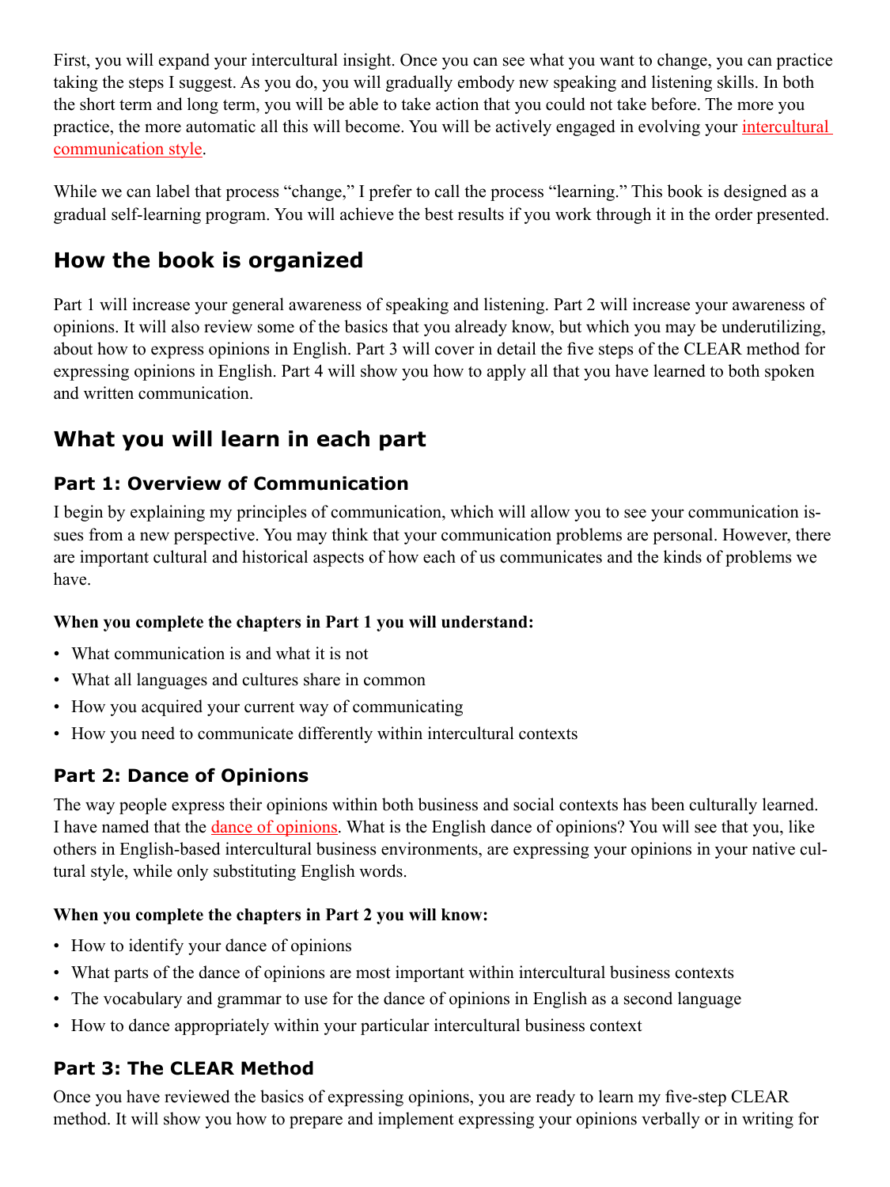First, you will expand your intercultural insight. Once you can see what you want to change, you can practice taking the steps I suggest. As you do, you will gradually embody new speaking and listening skills. In both the short term and long term, you will be able to take action that you could not take before. The more you practice, the more automatic all this will become. You will be actively engaged in evolving your intercultural communication style.

While we can label that process "change," I prefer to call the process "learning." This book is designed as a gradual self-learning program. You will achieve the best results if you work through it in the order presented.

## How the book is organized

Part 1 will increase your general awareness of speaking and listening. Part 2 will increase your awareness of opinions. It will also review some of the basics that you already know, but which you may be underutilizing, about how to express opinions in English. Part 3 will cover in detail the five steps of the CLEAR method for expressing opinions in English. Part 4 will show you how to apply all that you have learned to both spoken and written communication.

## What you will learn in each part

### Part 1: Overview of Communication

I begin by explaining my principles of communication, which will allow you to see your communication issues from a new perspective. You may think that your communication problems are personal. However, there are important cultural and historical aspects of how each of us communicates and the kinds of problems we have.

**When you complete the chapters in Part 1 you will understand:**

- What communication is and what it is not
- What all languages and cultures share in common
- How you acquired your current way of communicating
- How you need to communicate differently within intercultural contexts

### Part 2: Dance of Opinions

The way people express their opinions within both business and social contexts has been culturally learned. I have named that the dance of opinions. What is the English dance of opinions? You will see that you, like others in English-based intercultural business environments, are expressing your opinions in your native cultural style, while only substituting English words.

**When you complete the chapters in Part 2 you will know:**

- How to identify your dance of opinions
- What parts of the dance of opinions are most important within intercultural business contexts
- The vocabulary and grammar to use for the dance of opinions in English as a second language
- How to dance appropriately within your particular intercultural business context

### Part 3: The CLEAR Method

Once you have reviewed the basics of expressing opinions, you are ready to learn my five-step CLEAR method. It will show you how to prepare and implement expressing your opinions verbally or in writing for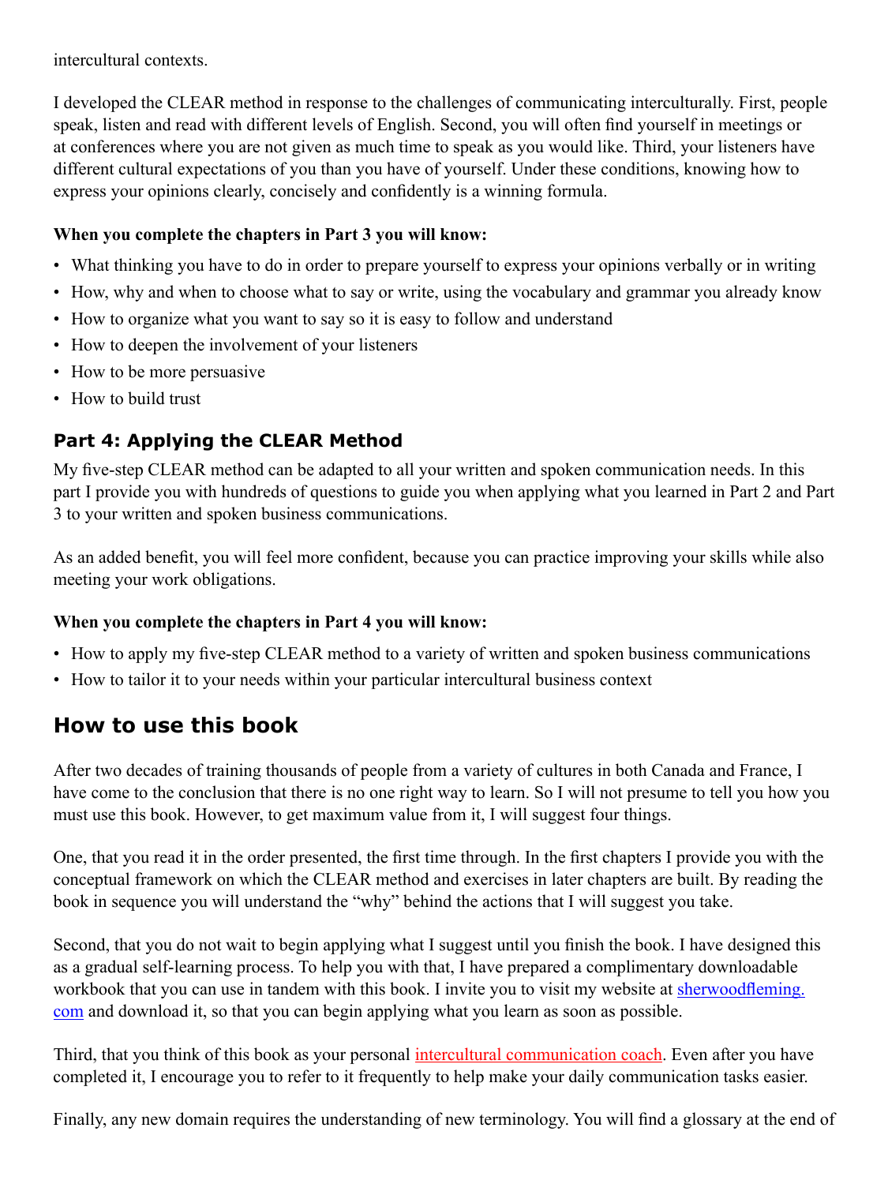intercultural contexts.

I developed the CLEAR method in response to the challenges of communicating interculturally. First, people speak, listen and read with different levels of English. Second, you will often find yourself in meetings or at conferences where you are not given as much time to speak as you would like. Third, your listeners have different cultural expectations of you than you have of yourself. Under these conditions, knowing how to express your opinions clearly, concisely and confidently is a winning formula.

**When you complete the chapters in Part 3 you will know:**

- What thinking you have to do in order to prepare yourself to express your opinions verbally or in writing
- How, why and when to choose what to say or write, using the vocabulary and grammar you already know
- How to organize what you want to say so it is easy to follow and understand
- How to deepen the involvement of your listeners
- How to be more persuasive
- How to build trust

### Part 4: Applying the CLEAR Method

My five-step CLEAR method can be adapted to all your written and spoken communication needs. In this part I provide you with hundreds of questions to guide you when applying what you learned in Part 2 and Part 3 to your written and spoken business communications.

As an added benefit, you will feel more confident, because you can practice improving your skills while also meeting your work obligations.

**When you complete the chapters in Part 4 you will know:**

- How to apply my five-step CLEAR method to a variety of written and spoken business communications
- How to tailor it to your needs within your particular intercultural business context

## How to use this book

After two decades of training thousands of people from a variety of cultures in both Canada and France, I have come to the conclusion that there is no one right way to learn. So I will not presume to tell you how you must use this book. However, to get maximum value from it, I will suggest four things.

One, that you read it in the order presented, the first time through. In the first chapters I provide you with the conceptual framework on which the CLEAR method and exercises in later chapters are built. By reading the book in sequence you will understand the "why" behind the actions that I will suggest you take.

Second, that you do not wait to begin applying what I suggest until you finish the book. I have designed this as a gradual self-learning process. To help you with that, I have prepared a complimentary downloadable workbook that you can use in tandem with this book. I invite you to visit my website at sherwoodfleming.com and download it, so that you can begin applying what you learn as soon as possible.

Third, that you think of this book as your personal intercultural communication coach. Even after you have completed it, I encourage you to refer to it frequently to help make your daily communication tasks easier.

Finally, any new domain requires the understanding of new terminology. You will find a glossary at the end of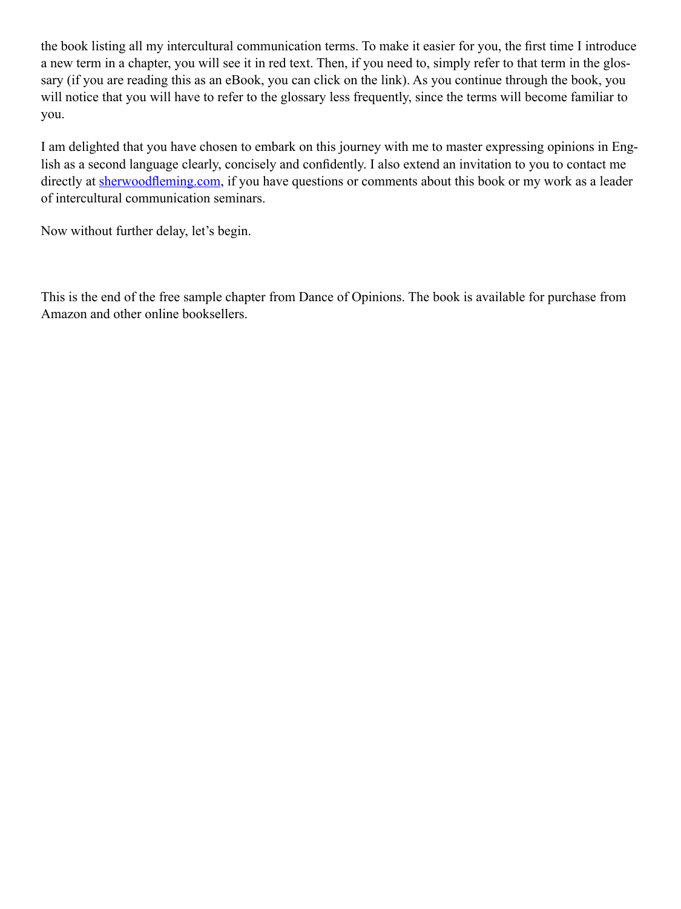the book listing all my intercultural communication terms. To make it easier for you, the first time I introduce a new term in a chapter, you will see it in red text. Then, if you need to, simply refer to that term in the glossary (if you are reading this as an eBook, you can click on the link). As you continue through the book, you will notice that you will have to refer to the glossary less frequently, since the terms will become familiar to you.

I am delighted that you have chosen to embark on this journey with me to master expressing opinions in English as a second language clearly, concisely and confidently. I also extend an invitation to you to contact me directly at [sherwoodfleming.com](sherwoodfleming.com), if you have questions or comments about this book or my work as a leader of intercultural communication seminars.

Now without further delay, let's begin.

This is the end of the free sample chapter from Dance of Opinions. The book is available for purchase from Amazon and other online booksellers.